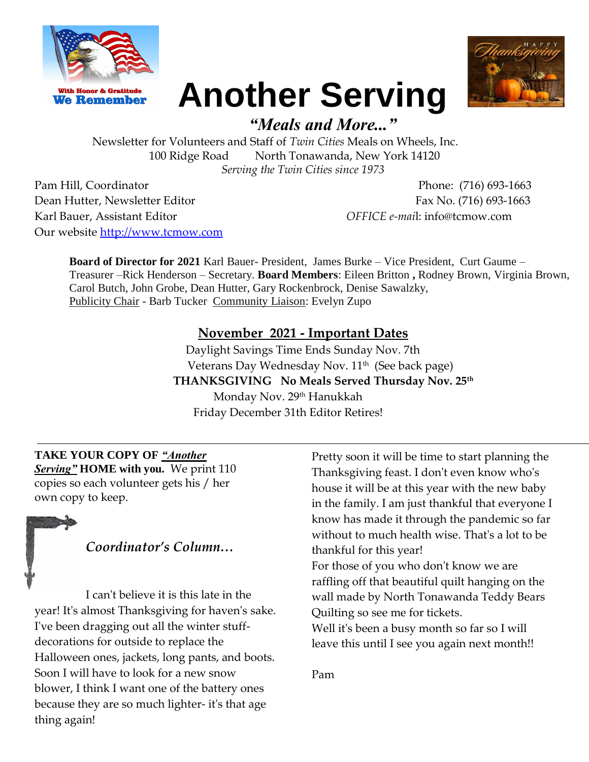# Another Serving

## *"Meals and More..."*

Newsletter for Volunteers and Staff of *Twin Cities* Meals on Wheels, Inc.
100 Ridge Road North Tonawanda, New York 14120
*Serving the Twin Cities since 1973*

Pam Hill, Coordinator
Dean Hutter, Newsletter Editor
Karl Bauer, Assistant Editor
Our website http://www.tcmow.com

Phone: (716) 693-1663
Fax No. (716) 693-1663
*OFFICE e-mai*l: info@tcmow.com

**Board of Director for 2021** Karl Bauer- President, James Burke – Vice President, Curt Gaume – Treasurer –Rick Henderson – Secretary. **Board Members**: Eileen Britton **,** Rodney Brown, Virginia Brown, Carol Butch, John Grobe, Dean Hutter, Gary Rockenbrock, Denise Sawalzky, Publicity Chair - Barb Tucker Community Liaison: Evelyn Zupo

## November 2021 - Important Dates

Daylight Savings Time Ends Sunday Nov. 7th
Veterans Day Wednesday Nov. 11th (See back page)
**THANKSGIVING No Meals Served Thursday Nov. 25th**
Monday Nov. 29th Hanukkah
Friday December 31th Editor Retires!

---

**TAKE YOUR COPY OF *"Another Serving"* HOME with you.** We print 110 copies so each volunteer gets his / her own copy to keep.

### *Coordinator's Column…*

I can't believe it is this late in the year! It's almost Thanksgiving for haven's sake. I've been dragging out all the winter stuff-decorations for outside to replace the Halloween ones, jackets, long pants, and boots. Soon I will have to look for a new snow blower, I think I want one of the battery ones because they are so much lighter- it's that age thing again!

Pretty soon it will be time to start planning the Thanksgiving feast. I don't even know who's house it will be at this year with the new baby in the family. I am just thankful that everyone I know has made it through the pandemic so far without to much health wise. That's a lot to be thankful for this year!

For those of you who don't know we are raffling off that beautiful quilt hanging on the wall made by North Tonawanda Teddy Bears Quilting so see me for tickets.

Well it's been a busy month so far so I will leave this until I see you again next month!!

Pam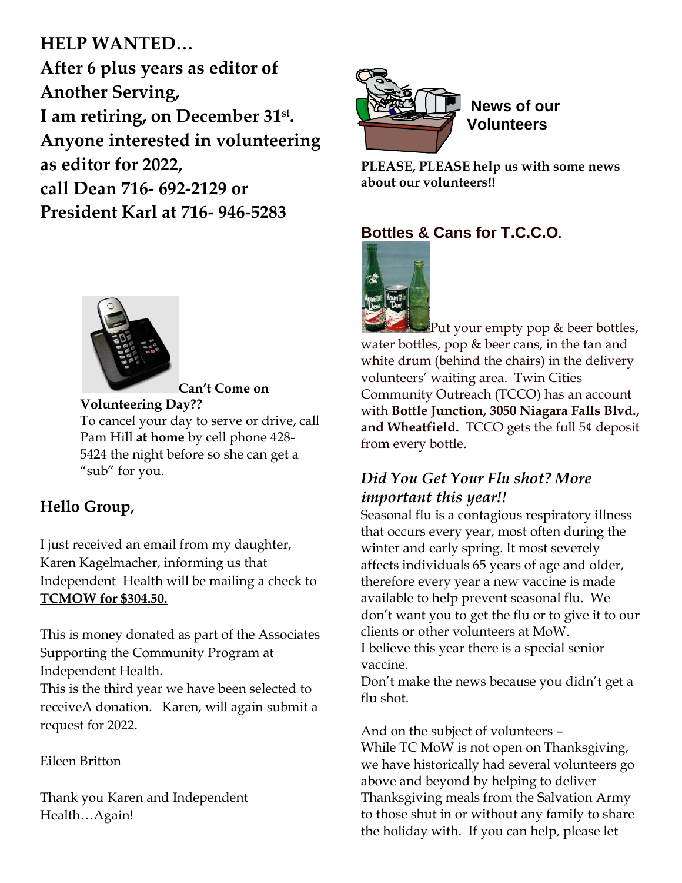**HELP WANTED…**
**After 6 plus years as editor of Another Serving,**
**I am retiring, on December 31st.**
**Anyone interested in volunteering as editor for 2022,**
**call Dean 716- 692-2129 or**
**President Karl at 716- 946-5283**

**Can't Come on Volunteering Day??**
To cancel your day to serve or drive, call Pam Hill **at home** by cell phone 428-5424 the night before so she can get a "sub" for you.

## Hello Group,

I just received an email from my daughter, Karen Kagelmacher, informing us that Independent Health will be mailing a check to **TCMOW for $304.50.**

This is money donated as part of the Associates Supporting the Community Program at Independent Health.
This is the third year we have been selected to receiveA donation. Karen, will again submit a request for 2022.

Eileen Britton

Thank you Karen and Independent Health…Again!

## News of our Volunteers

**PLEASE, PLEASE help us with some news about our volunteers!!**

## Bottles & Cans for T.C.C.O.

Put your empty pop & beer bottles, water bottles, pop & beer cans, in the tan and white drum (behind the chairs) in the delivery volunteers' waiting area. Twin Cities Community Outreach (TCCO) has an account with **Bottle Junction, 3050 Niagara Falls Blvd., and Wheatfield.** TCCO gets the full 5¢ deposit from every bottle.

### *Did You Get Your Flu shot? More important this year!!*

Seasonal flu is a contagious respiratory illness that occurs every year, most often during the winter and early spring. It most severely affects individuals 65 years of age and older, therefore every year a new vaccine is made available to help prevent seasonal flu. We don't want you to get the flu or to give it to our clients or other volunteers at MoW.
I believe this year there is a special senior vaccine.
Don't make the news because you didn't get a flu shot.

And on the subject of volunteers –
While TC MoW is not open on Thanksgiving, we have historically had several volunteers go above and beyond by helping to deliver Thanksgiving meals from the Salvation Army to those shut in or without any family to share the holiday with. If you can help, please let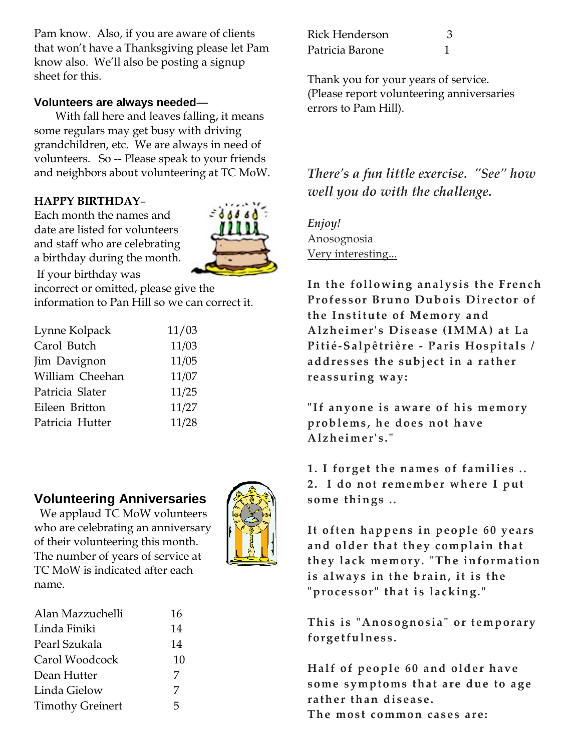Pam know. Also, if you are aware of clients that won't have a Thanksgiving please let Pam know also. We'll also be posting a signup sheet for this.

**Volunteers are always needed**—

With fall here and leaves falling, it means some regulars may get busy with driving grandchildren, etc. We are always in need of volunteers. So -- Please speak to your friends and neighbors about volunteering at TC MoW.

**HAPPY BIRTHDAY**–

Each month the names and date are listed for volunteers and staff who are celebrating a birthday during the month. If your birthday was incorrect or omitted, please give the information to Pan Hill so we can correct it.

| | |
|---|---|
| Lynne Kolpack | 11/03 |
| Carol Butch | 11/03 |
| Jim Davignon | 11/05 |
| William Cheehan | 11/07 |
| Patricia Slater | 11/25 |
| Eileen Britton | 11/27 |
| Patricia Hutter | 11/28 |

## Volunteering Anniversaries

We applaud TC MoW volunteers who are celebrating an anniversary of their volunteering this month. The number of years of service at TC MoW is indicated after each name.

| | |
|---|---|
| Alan Mazzuchelli | 16 |
| Linda Finiki | 14 |
| Pearl Szukala | 14 |
| Carol Woodcock | 10 |
| Dean Hutter | 7 |
| Linda Gielow | 7 |
| Timothy Greinert | 5 |
| Rick Henderson | 3 |
| Patricia Barone | 1 |

Thank you for your years of service. (Please report volunteering anniversaries errors to Pam Hill).

***There's a fun little exercise. "See" how well you do with the challenge.***

***Enjoy!***

Anosognosia

Very interesting...

**In the following analysis the French Professor Bruno Dubois Director of the Institute of Memory and Alzheimer's Disease (IMMA) at La Pitié-Salpêtrière - Paris Hospitals / addresses the subject in a rather reassuring way:**

**"If anyone is aware of his memory problems, he does not have Alzheimer's."**

**1. I forget the names of families ..**
**2. I do not remember where I put some things ..**

**It often happens in people 60 years and older that they complain that they lack memory. "The information is always in the brain, it is the "processor" that is lacking."**

**This is "Anosognosia" or temporary forgetfulness.**

**Half of people 60 and older have some symptoms that are due to age rather than disease.**
**The most common cases are:**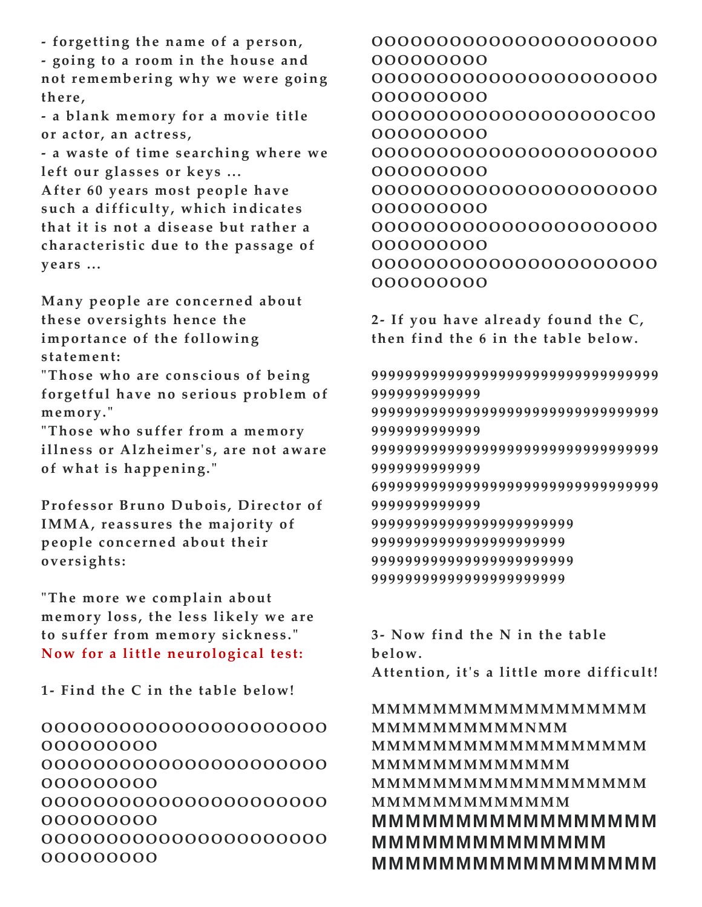- forgetting the name of a person,
- going to a room in the house and not remembering why we were going there,
- a blank memory for a movie title or actor, an actress,
- a waste of time searching where we left our glasses or keys ...

After 60 years most people have such a difficulty, which indicates that it is not a disease but rather a characteristic due to the passage of years ...

Many people are concerned about these oversights hence the importance of the following statement:

"Those who are conscious of being forgetful have no serious problem of memory."

"Those who suffer from a memory illness or Alzheimer's, are not aware of what is happening."

Professor Bruno Dubois, Director of IMMA, reassures the majority of people concerned about their oversights:

"The more we complain about memory loss, the less likely we are to suffer from memory sickness."

**Now for a little neurological test:**

1- Find the C in the table below!

OOOOOOOOOOOOOOOOOOOOOO
OOOOOOOOO
OOOOOOOOOOOOOOOOOOOOOO
OOOOOOOOO
OOOOOOOOOOOOOOOOOOOOOO
OOOOOOOOO
OOOOOOOOOOOOOOOOOOOOOO
OOOOOOOOO
OOOOOOOOOOOOOOOOOOOOOO
OOOOOOOOO
OOOOOOOOOOOOOOOOOOOOOO
OOOOOOOOO
OOOOOOOOOOOOOOOOOOOCOO
OOOOOOOOO
OOOOOOOOOOOOOOOOOOOOOO
OOOOOOOOO
OOOOOOOOOOOOOOOOOOOOOO
OOOOOOOOO
OOOOOOOOOOOOOOOOOOOOOO
OOOOOOOOO
OOOOOOOOOOOOOOOOOOOOOO
OOOOOOOOO

2- If you have already found the C, then find the 6 in the table below.

9999999999999999999999999999999999
9999999999999
9999999999999999999999999999999999
9999999999999
9999999999999999999999999999999999
9999999999999
6999999999999999999999999999999999
9999999999999
999999999999999999999999
99999999999999999999999
999999999999999999999999
99999999999999999999999

3- Now find the N in the table below.
Attention, it's a little more difficult!

MMMMMMMMMMMMMMMMMM
MMMMMMMMMMMNMM
MMMMMMMMMMMMMMMMMM
MMMMMMMMMMMMMM
MMMMMMMMMMMMMMMMMM
MMMMMMMMMMMMMM
MMMMMMMMMMMMMMMMMM
MMMMMMMMMMMMMMM
MMMMMMMMMMMMMMMMMM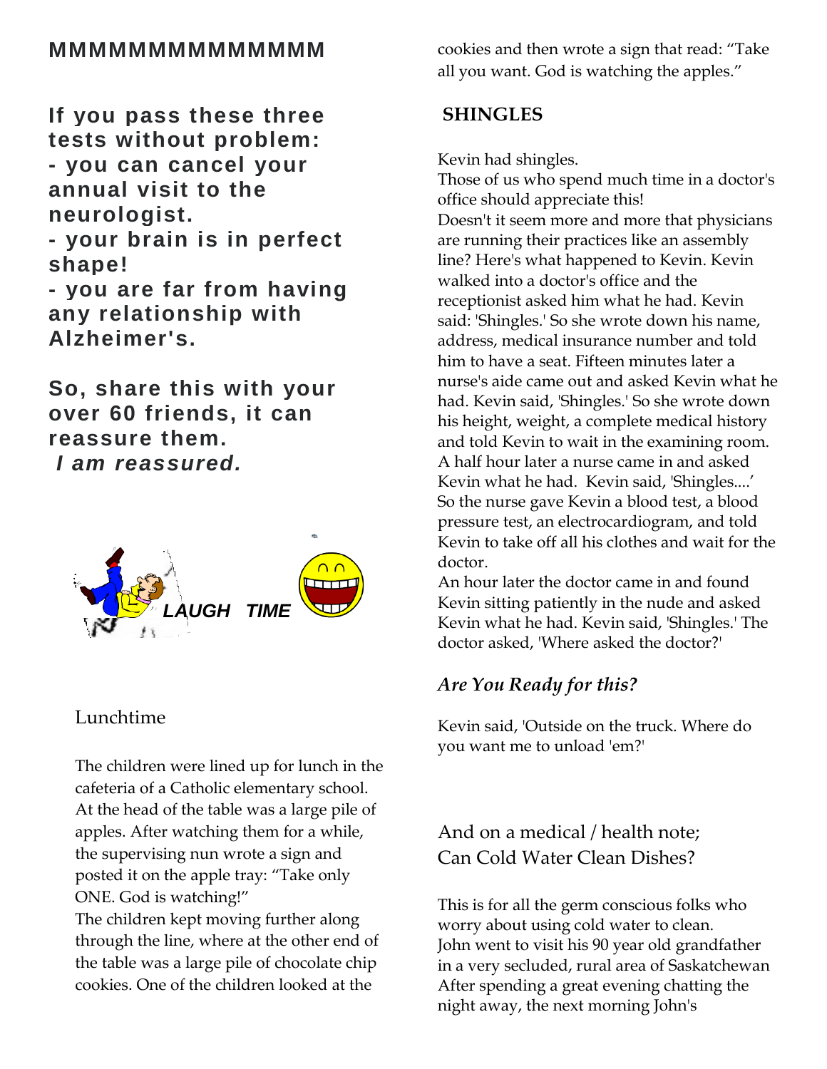**MMMMMMMMMMMMMM**

**If you pass these three tests without problem:**
**- you can cancel your annual visit to the neurologist.**
**- your brain is in perfect shape!**
**- you are far from having any relationship with Alzheimer's.**

**So, share this with your over 60 friends, it can reassure them.**
***I am reassured.***

***LAUGH TIME***

Lunchtime

The children were lined up for lunch in the cafeteria of a Catholic elementary school. At the head of the table was a large pile of apples. After watching them for a while, the supervising nun wrote a sign and posted it on the apple tray: "Take only ONE. God is watching!"
The children kept moving further along through the line, where at the other end of the table was a large pile of chocolate chip cookies. One of the children looked at the cookies and then wrote a sign that read: "Take all you want. God is watching the apples."

**SHINGLES**

Kevin had shingles.
Those of us who spend much time in a doctor's office should appreciate this!
Doesn't it seem more and more that physicians are running their practices like an assembly line? Here's what happened to Kevin. Kevin walked into a doctor's office and the receptionist asked him what he had. Kevin said: 'Shingles.' So she wrote down his name, address, medical insurance number and told him to have a seat. Fifteen minutes later a nurse's aide came out and asked Kevin what he had. Kevin said, 'Shingles.' So she wrote down his height, weight, a complete medical history and told Kevin to wait in the examining room. A half hour later a nurse came in and asked Kevin what he had. Kevin said, 'Shingles....' So the nurse gave Kevin a blood test, a blood pressure test, an electrocardiogram, and told Kevin to take off all his clothes and wait for the doctor.
An hour later the doctor came in and found Kevin sitting patiently in the nude and asked Kevin what he had. Kevin said, 'Shingles.' The doctor asked, 'Where asked the doctor?'

***Are You Ready for this?***

Kevin said, 'Outside on the truck. Where do you want me to unload 'em?'

And on a medical / health note;
Can Cold Water Clean Dishes?

This is for all the germ conscious folks who worry about using cold water to clean.
John went to visit his 90 year old grandfather in a very secluded, rural area of Saskatchewan After spending a great evening chatting the night away, the next morning John's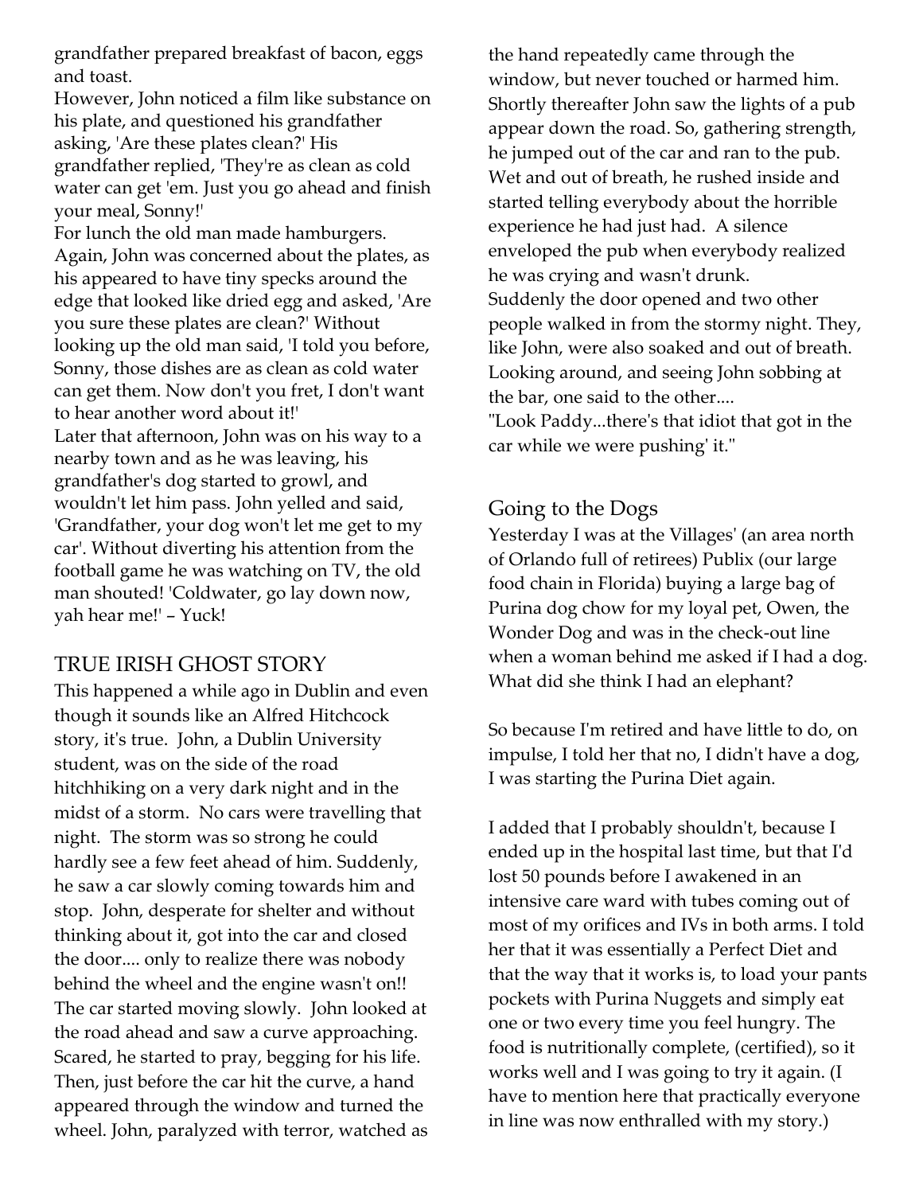grandfather prepared breakfast of bacon, eggs and toast.

However, John noticed a film like substance on his plate, and questioned his grandfather asking, 'Are these plates clean?' His grandfather replied, 'They're as clean as cold water can get 'em. Just you go ahead and finish your meal, Sonny!'

For lunch the old man made hamburgers. Again, John was concerned about the plates, as his appeared to have tiny specks around the edge that looked like dried egg and asked, 'Are you sure these plates are clean?' Without looking up the old man said, 'I told you before, Sonny, those dishes are as clean as cold water can get them. Now don't you fret, I don't want to hear another word about it!'

Later that afternoon, John was on his way to a nearby town and as he was leaving, his grandfather's dog started to growl, and wouldn't let him pass. John yelled and said, 'Grandfather, your dog won't let me get to my car'. Without diverting his attention from the football game he was watching on TV, the old man shouted! 'Coldwater, go lay down now, yah hear me!' – Yuck!

## TRUE IRISH GHOST STORY

This happened a while ago in Dublin and even though it sounds like an Alfred Hitchcock story, it's true. John, a Dublin University student, was on the side of the road hitchhiking on a very dark night and in the midst of a storm. No cars were travelling that night. The storm was so strong he could hardly see a few feet ahead of him. Suddenly, he saw a car slowly coming towards him and stop. John, desperate for shelter and without thinking about it, got into the car and closed the door.... only to realize there was nobody behind the wheel and the engine wasn't on!! The car started moving slowly. John looked at the road ahead and saw a curve approaching. Scared, he started to pray, begging for his life. Then, just before the car hit the curve, a hand appeared through the window and turned the wheel. John, paralyzed with terror, watched as the hand repeatedly came through the window, but never touched or harmed him. Shortly thereafter John saw the lights of a pub appear down the road. So, gathering strength, he jumped out of the car and ran to the pub. Wet and out of breath, he rushed inside and started telling everybody about the horrible experience he had just had. A silence enveloped the pub when everybody realized he was crying and wasn't drunk.

Suddenly the door opened and two other people walked in from the stormy night. They, like John, were also soaked and out of breath. Looking around, and seeing John sobbing at the bar, one said to the other....

"Look Paddy...there's that idiot that got in the car while we were pushing' it."

## Going to the Dogs

Yesterday I was at the Villages' (an area north of Orlando full of retirees) Publix (our large food chain in Florida) buying a large bag of Purina dog chow for my loyal pet, Owen, the Wonder Dog and was in the check-out line when a woman behind me asked if I had a dog. What did she think I had an elephant?

So because I'm retired and have little to do, on impulse, I told her that no, I didn't have a dog, I was starting the Purina Diet again.

I added that I probably shouldn't, because I ended up in the hospital last time, but that I'd lost 50 pounds before I awakened in an intensive care ward with tubes coming out of most of my orifices and IVs in both arms. I told her that it was essentially a Perfect Diet and that the way that it works is, to load your pants pockets with Purina Nuggets and simply eat one or two every time you feel hungry. The food is nutritionally complete, (certified), so it works well and I was going to try it again. (I have to mention here that practically everyone in line was now enthralled with my story.)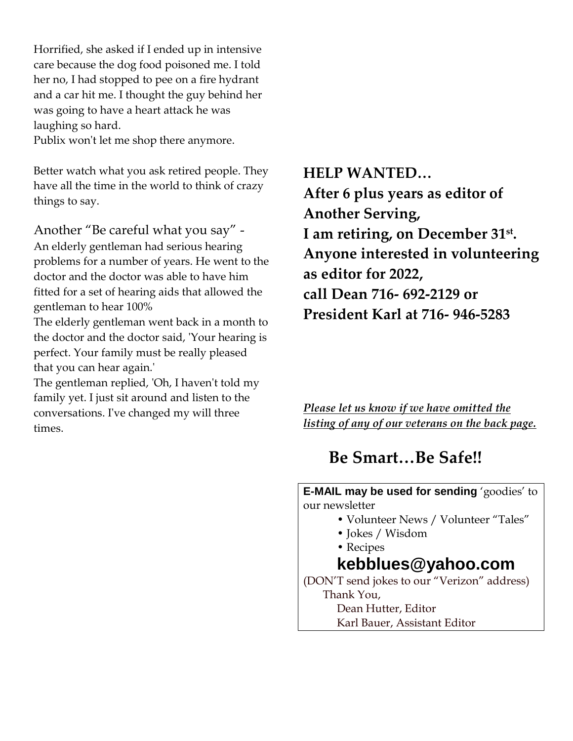Horrified, she asked if I ended up in intensive care because the dog food poisoned me. I told her no, I had stopped to pee on a fire hydrant and a car hit me. I thought the guy behind her was going to have a heart attack he was laughing so hard.
Publix won't let me shop there anymore.

Better watch what you ask retired people. They have all the time in the world to think of crazy things to say.

Another "Be careful what you say" -
An elderly gentleman had serious hearing problems for a number of years. He went to the doctor and the doctor was able to have him fitted for a set of hearing aids that allowed the gentleman to hear 100%
The elderly gentleman went back in a month to the doctor and the doctor said, 'Your hearing is perfect. Your family must be really pleased that you can hear again.'
The gentleman replied, 'Oh, I haven't told my family yet. I just sit around and listen to the conversations. I've changed my will three times.

**HELP WANTED…**
**After 6 plus years as editor of Another Serving,**
**I am retiring, on December 31st.**
**Anyone interested in volunteering as editor for 2022,**
**call Dean 716- 692-2129 or**
**President Karl at 716- 946-5283**

***Please let us know if we have omitted the listing of any of our veterans on the back page.***

## Be Smart…Be Safe!!

**E-MAIL may be used for sending** 'goodies' to our newsletter

- Volunteer News / Volunteer "Tales"
- Jokes / Wisdom
- Recipes

**kebblues@yahoo.com**

(DON'T send jokes to our "Verizon" address)

Thank You,
Dean Hutter, Editor
Karl Bauer, Assistant Editor